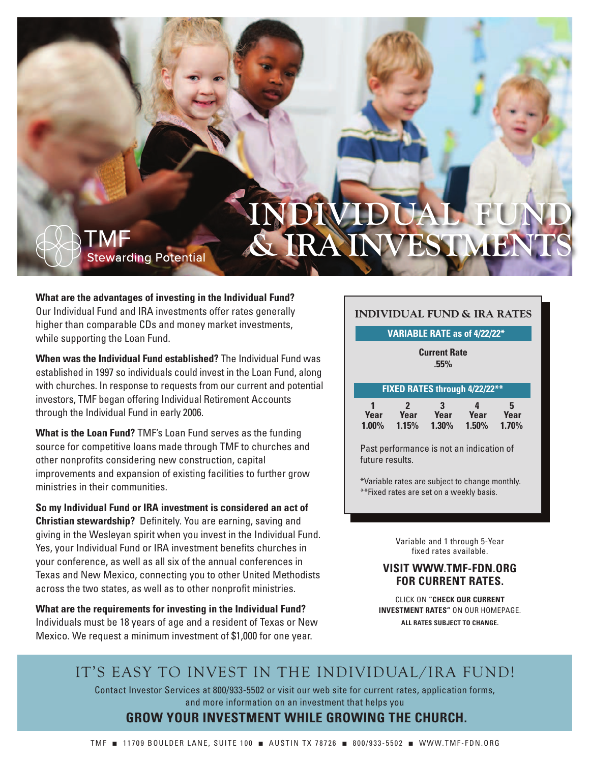TMF
Stewarding Potential

# INDIVIDUAL FUND & IRA INVESTMENTS

**What are the advantages of investing in the Individual Fund?** Our Individual Fund and IRA investments offer rates generally higher than comparable CDs and money market investments, while supporting the Loan Fund.

**When was the Individual Fund established?** The Individual Fund was established in 1997 so individuals could invest in the Loan Fund, along with churches. In response to requests from our current and potential investors, TMF began offering Individual Retirement Accounts through the Individual Fund in early 2006.

**What is the Loan Fund?** TMF's Loan Fund serves as the funding source for competitive loans made through TMF to churches and other nonprofits considering new construction, capital improvements and expansion of existing facilities to further grow ministries in their communities.

**So my Individual Fund or IRA investment is considered an act of Christian stewardship?** Definitely. You are earning, saving and giving in the Wesleyan spirit when you invest in the Individual Fund. Yes, your Individual Fund or IRA investment benefits churches in your conference, as well as all six of the annual conferences in Texas and New Mexico, connecting you to other United Methodists across the two states, as well as to other nonprofit ministries.

**What are the requirements for investing in the Individual Fund?** Individuals must be 18 years of age and a resident of Texas or New Mexico. We request a minimum investment of $1,000 for one year.

## INDIVIDUAL FUND & IRA RATES

**VARIABLE RATE as of 4/22/22***

**Current Rate**
**.55%**

**FIXED RATES through 4/22/22****

| 1 Year | 2 Year | 3 Year | 4 Year | 5 Year |
|---|---|---|---|---|
| 1.00% | 1.15% | 1.30% | 1.50% | 1.70% |

Past performance is not an indication of future results.

*Variable rates are subject to change monthly.
**Fixed rates are set on a weekly basis.

Variable and 1 through 5-Year fixed rates available.

**VISIT WWW.TMF-FDN.ORG FOR CURRENT RATES.**

CLICK ON **"CHECK OUR CURRENT INVESTMENT RATES"** ON OUR HOMEPAGE.
**ALL RATES SUBJECT TO CHANGE.**

## IT'S EASY TO INVEST IN THE INDIVIDUAL/IRA FUND!

Contact Investor Services at 800/933-5502 or visit our web site for current rates, application forms, and more information on an investment that helps you

**GROW YOUR INVESTMENT WHILE GROWING THE CHURCH.**

TMF ■ 11709 BOULDER LANE, SUITE 100 ■ AUSTIN TX 78726 ■ 800/933-5502 ■ WWW.TMF-FDN.ORG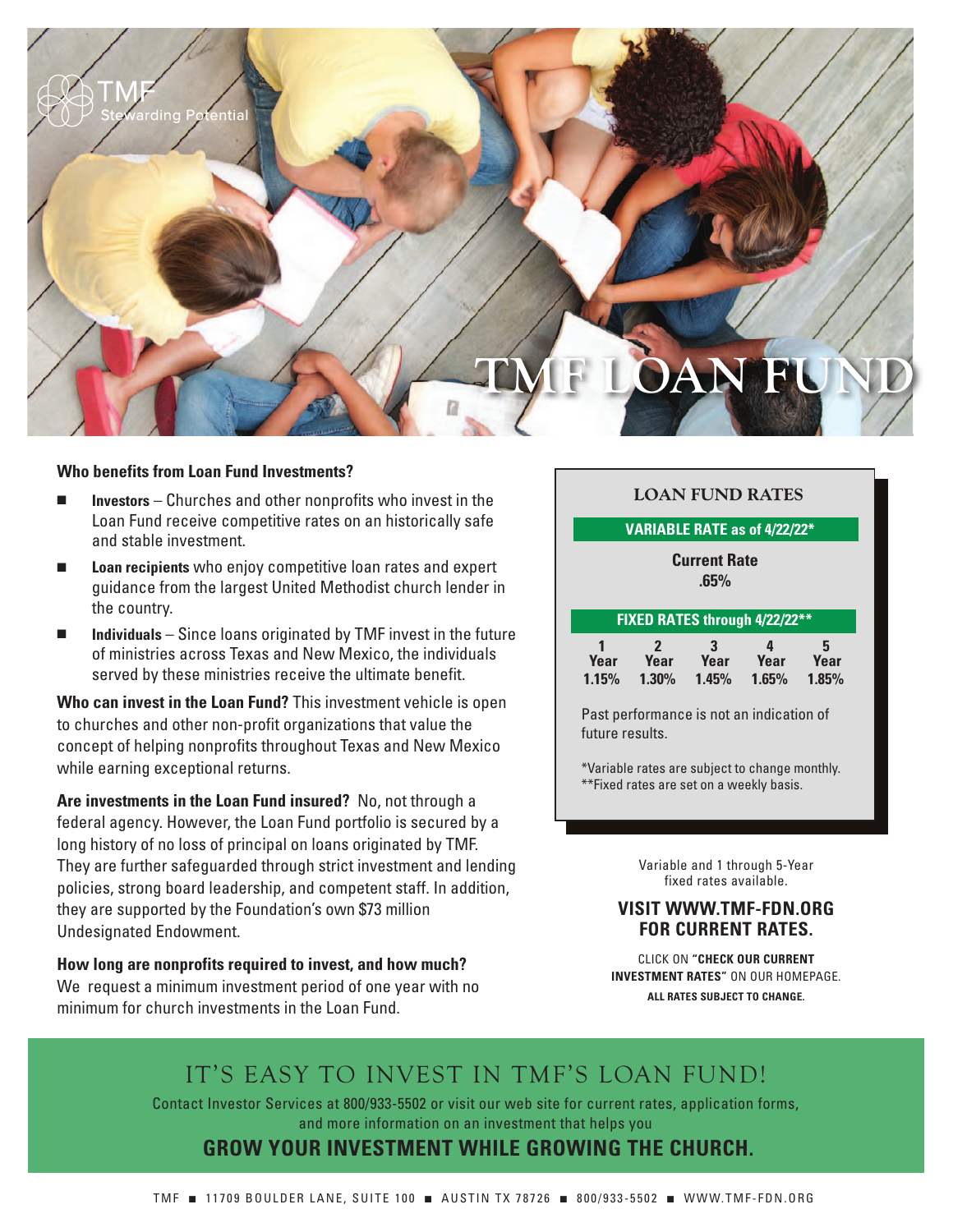TMF
Stewarding Potential

# TMF LOAN FUND

### Who benefits from Loan Fund Investments?

- **Investors** – Churches and other nonprofits who invest in the Loan Fund receive competitive rates on an historically safe and stable investment.
- **Loan recipients** who enjoy competitive loan rates and expert guidance from the largest United Methodist church lender in the country.
- **Individuals** – Since loans originated by TMF invest in the future of ministries across Texas and New Mexico, the individuals served by these ministries receive the ultimate benefit.

**Who can invest in the Loan Fund?** This investment vehicle is open to churches and other non-profit organizations that value the concept of helping nonprofits throughout Texas and New Mexico while earning exceptional returns.

**Are investments in the Loan Fund insured?** No, not through a federal agency. However, the Loan Fund portfolio is secured by a long history of no loss of principal on loans originated by TMF. They are further safeguarded through strict investment and lending policies, strong board leadership, and competent staff. In addition, they are supported by the Foundation's own $73 million Undesignated Endowment.

**How long are nonprofits required to invest, and how much?** We request a minimum investment period of one year with no minimum for church investments in the Loan Fund.

## LOAN FUND RATES

**VARIABLE RATE as of 4/22/22***

**Current Rate**
**.65%**

**FIXED RATES through 4/22/22****

| 1 Year | 2 Year | 3 Year | 4 Year | 5 Year |
|---|---|---|---|---|
| 1.15% | 1.30% | 1.45% | 1.65% | 1.85% |

Past performance is not an indication of future results.

*Variable rates are subject to change monthly.
**Fixed rates are set on a weekly basis.

Variable and 1 through 5-Year fixed rates available.

**VISIT WWW.TMF-FDN.ORG FOR CURRENT RATES.**

CLICK ON **"CHECK OUR CURRENT INVESTMENT RATES"** ON OUR HOMEPAGE.
**ALL RATES SUBJECT TO CHANGE.**

## IT'S EASY TO INVEST IN TMF'S LOAN FUND!

Contact Investor Services at 800/933-5502 or visit our web site for current rates, application forms, and more information on an investment that helps you

**GROW YOUR INVESTMENT WHILE GROWING THE CHURCH.**

TMF ■ 11709 BOULDER LANE, SUITE 100 ■ AUSTIN TX 78726 ■ 800/933-5502 ■ WWW.TMF-FDN.ORG